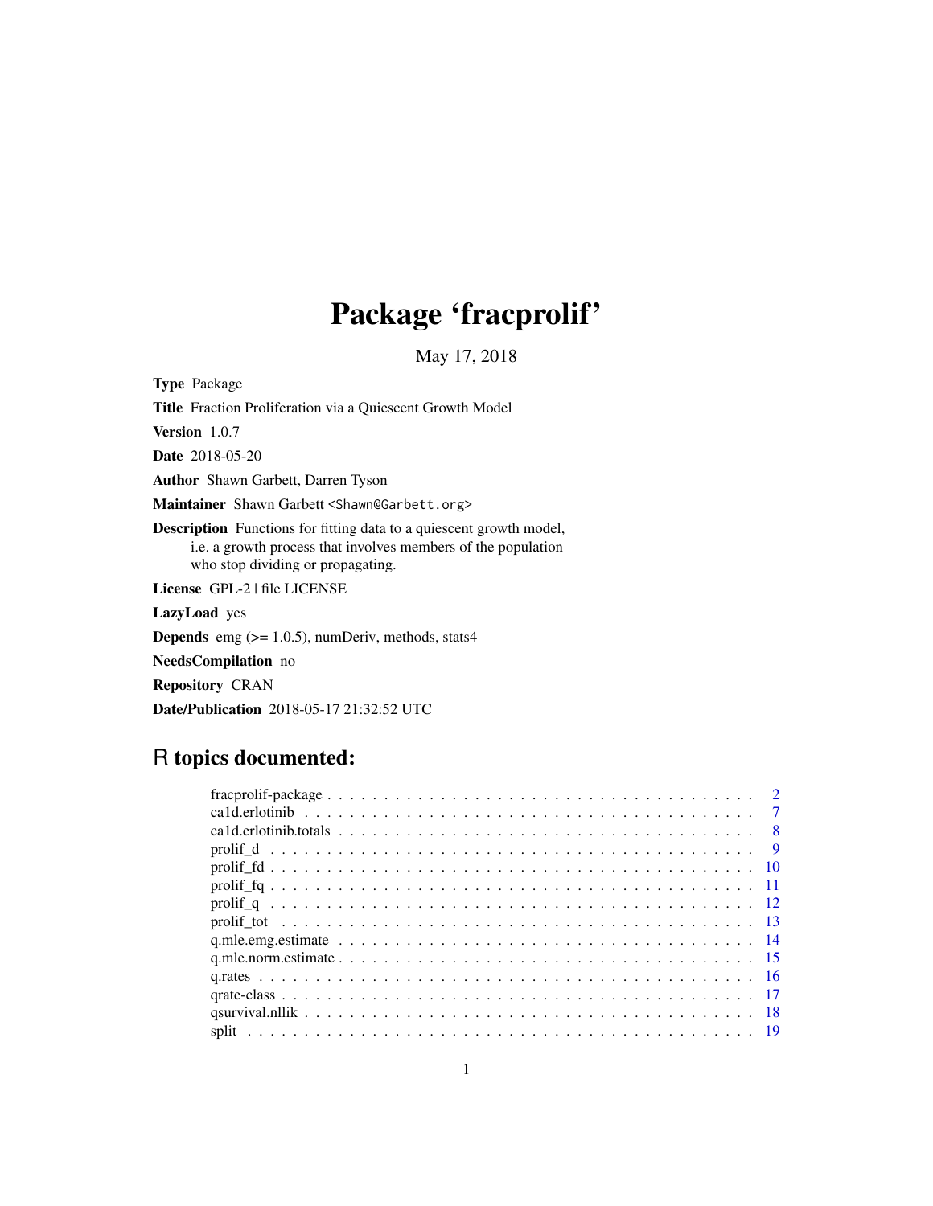# Package 'fracprolif'

May 17, 2018

**Type** Package

**Title** Fraction Proliferation via a Quiescent Growth Model

**Version** 1.0.7

**Date** 2018-05-20

**Author** Shawn Garbett, Darren Tyson

**Maintainer** Shawn Garbett <Shawn@Garbett.org>

**Description** Functions for fitting data to a quiescent growth model, i.e. a growth process that involves members of the population who stop dividing or propagating.

**License** GPL-2 | file LICENSE

**LazyLoad** yes

**Depends** emg (>= 1.0.5), numDeriv, methods, stats4

**NeedsCompilation** no

**Repository** CRAN

**Date/Publication** 2018-05-17 21:32:52 UTC

## R topics documented:

| | |
|---|---|
| fracprolif-package | 2 |
| ca1d.erlotinib | 7 |
| ca1d.erlotinib.totals | 8 |
| prolif_d | 9 |
| prolif_fd | 10 |
| prolif_fq | 11 |
| prolif_q | 12 |
| prolif_tot | 13 |
| q.mle.emg.estimate | 14 |
| q.mle.norm.estimate | 15 |
| q.rates | 16 |
| qrate-class | 17 |
| qsurvival.nllik | 18 |
| split | 19 |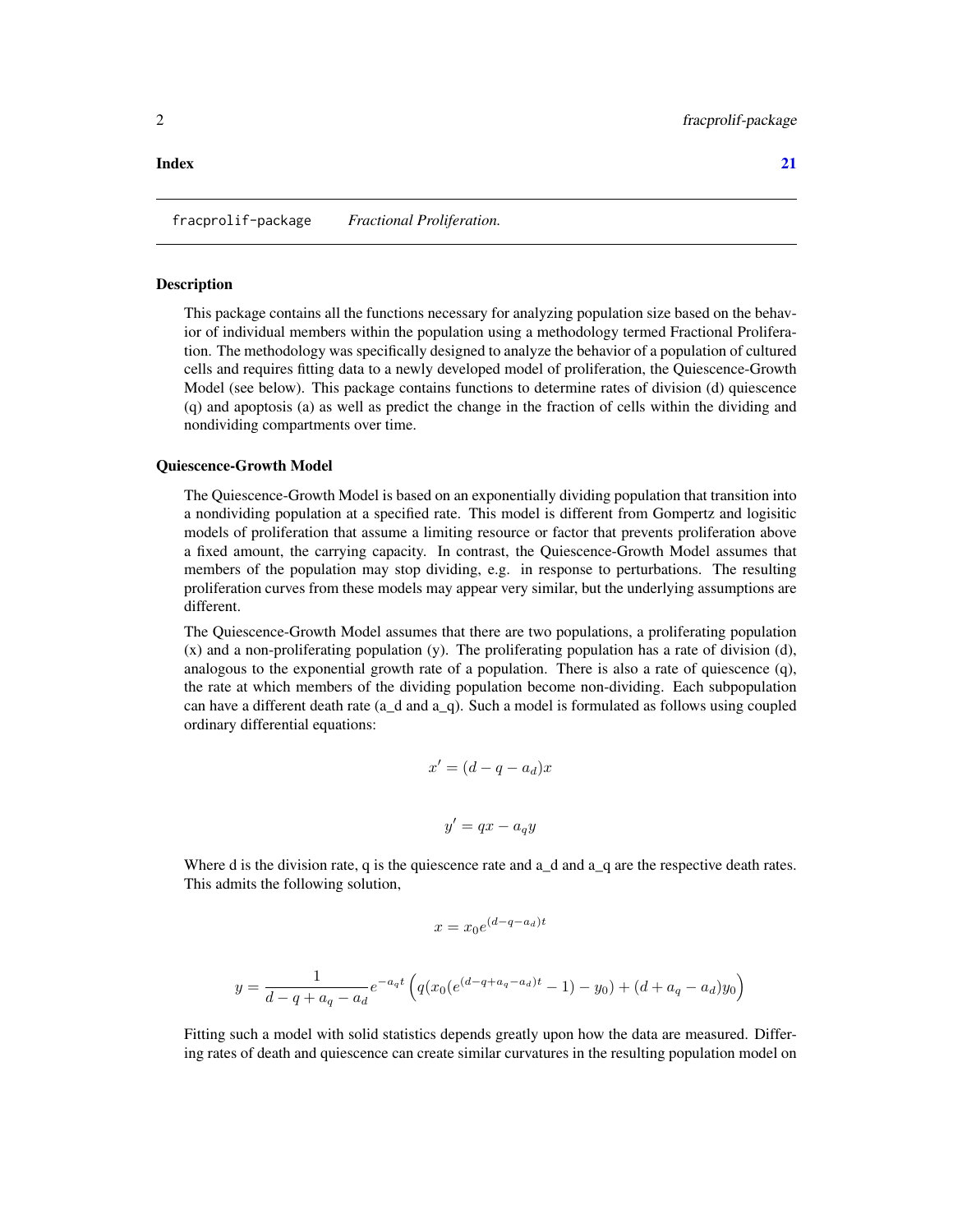**Index** **21**

---

fracprolif-package *Fractional Proliferation.*

---

### Description

This package contains all the functions necessary for analyzing population size based on the behavior of individual members within the population using a methodology termed Fractional Proliferation. The methodology was specifically designed to analyze the behavior of a population of cultured cells and requires fitting data to a newly developed model of proliferation, the Quiescence-Growth Model (see below). This package contains functions to determine rates of division (d) quiescence (q) and apoptosis (a) as well as predict the change in the fraction of cells within the dividing and nondividing compartments over time.

### Quiescence-Growth Model

The Quiescence-Growth Model is based on an exponentially dividing population that transition into a nondividing population at a specified rate. This model is different from Gompertz and logisitic models of proliferation that assume a limiting resource or factor that prevents proliferation above a fixed amount, the carrying capacity. In contrast, the Quiescence-Growth Model assumes that members of the population may stop dividing, e.g. in response to perturbations. The resulting proliferation curves from these models may appear very similar, but the underlying assumptions are different.

The Quiescence-Growth Model assumes that there are two populations, a proliferating population (x) and a non-proliferating population (y). The proliferating population has a rate of division (d), analogous to the exponential growth rate of a population. There is also a rate of quiescence (q), the rate at which members of the dividing population become non-dividing. Each subpopulation can have a different death rate (a_d and a_q). Such a model is formulated as follows using coupled ordinary differential equations:

$$x' = (d - q - a_d)x$$

$$y' = qx - a_q y$$

Where d is the division rate, q is the quiescence rate and a_d and a_q are the respective death rates. This admits the following solution,

$$x = x_0 e^{(d-q-a_d)t}$$

$$y = \frac{1}{d - q + a_q - a_d} e^{-a_q t} \left( q(x_0(e^{(d-q+a_q-a_d)t} - 1) - y_0) + (d + a_q - a_d)y_0 \right)$$

Fitting such a model with solid statistics depends greatly upon how the data are measured. Differing rates of death and quiescence can create similar curvatures in the resulting population model on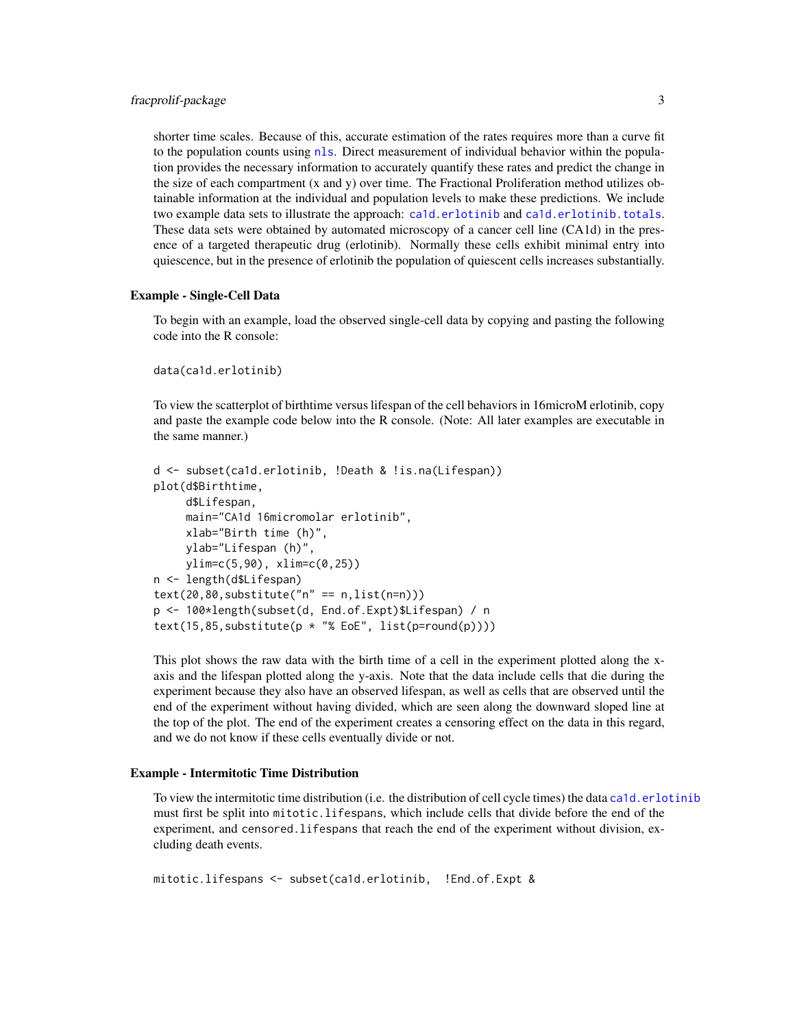shorter time scales. Because of this, accurate estimation of the rates requires more than a curve fit to the population counts using `nls`. Direct measurement of individual behavior within the population provides the necessary information to accurately quantify these rates and predict the change in the size of each compartment (x and y) over time. The Fractional Proliferation method utilizes obtainable information at the individual and population levels to make these predictions. We include two example data sets to illustrate the approach: `ca1d.erlotinib` and `ca1d.erlotinib.totals`. These data sets were obtained by automated microscopy of a cancer cell line (CA1d) in the presence of a targeted therapeutic drug (erlotinib). Normally these cells exhibit minimal entry into quiescence, but in the presence of erlotinib the population of quiescent cells increases substantially.

### Example - Single-Cell Data

To begin with an example, load the observed single-cell data by copying and pasting the following code into the R console:

```
data(ca1d.erlotinib)
```

To view the scatterplot of birthtime versus lifespan of the cell behaviors in 16microM erlotinib, copy and paste the example code below into the R console. (Note: All later examples are executable in the same manner.)

```
d <- subset(ca1d.erlotinib, !Death & !is.na(Lifespan))
plot(d$Birthtime,
     d$Lifespan,
     main="CA1d 16micromolar erlotinib",
     xlab="Birth time (h)",
     ylab="Lifespan (h)",
     ylim=c(5,90), xlim=c(0,25))
n <- length(d$Lifespan)
text(20,80,substitute("n" == n,list(n=n)))
p <- 100*length(subset(d, End.of.Expt)$Lifespan) / n
text(15,85,substitute(p * "% EoE", list(p=round(p))))
```

This plot shows the raw data with the birth time of a cell in the experiment plotted along the x-axis and the lifespan plotted along the y-axis. Note that the data include cells that die during the experiment because they also have an observed lifespan, as well as cells that are observed until the end of the experiment without having divided, which are seen along the downward sloped line at the top of the plot. The end of the experiment creates a censoring effect on the data in this regard, and we do not know if these cells eventually divide or not.

### Example - Intermitotic Time Distribution

To view the intermitotic time distribution (i.e. the distribution of cell cycle times) the data `ca1d.erlotinib` must first be split into `mitotic.lifespans`, which include cells that divide before the end of the experiment, and `censored.lifespans` that reach the end of the experiment without division, excluding death events.

```
mitotic.lifespans <- subset(ca1d.erlotinib,  !End.of.Expt &
```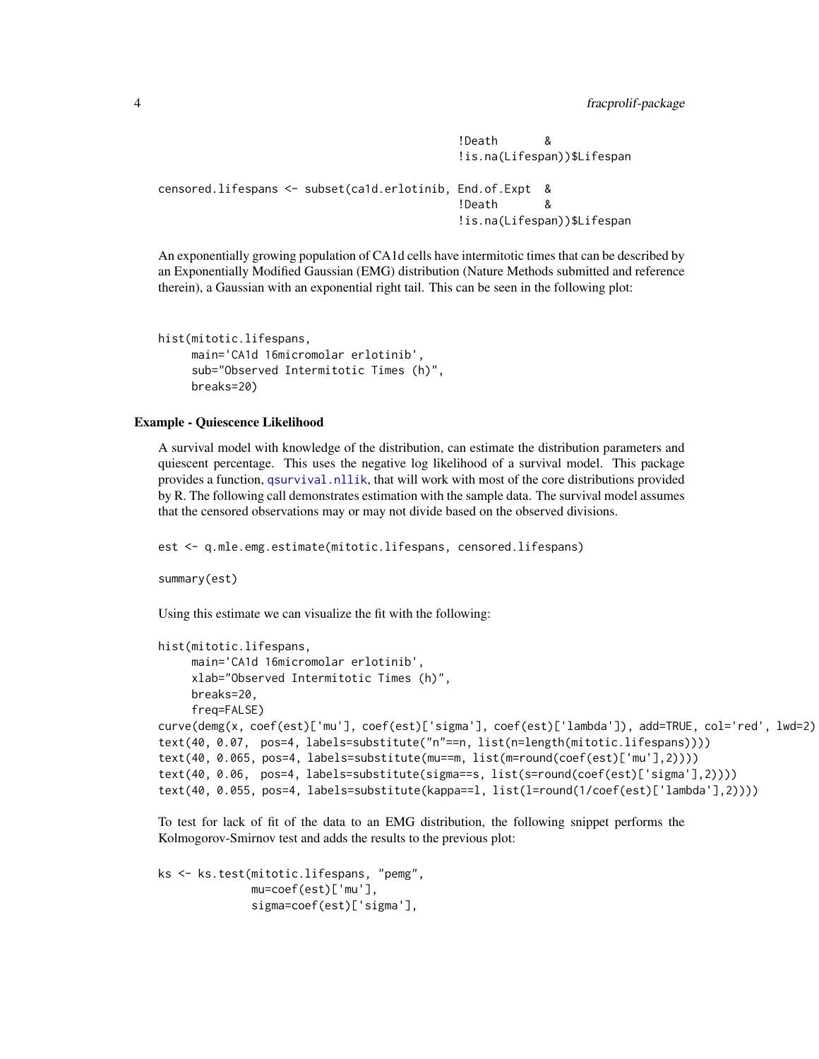```
                                            !Death      &
                                            !is.na(Lifespan))$Lifespan

censored.lifespans <- subset(ca1d.erlotinib, End.of.Expt  &
                                            !Death      &
                                            !is.na(Lifespan))$Lifespan
```

An exponentially growing population of CA1d cells have intermitotic times that can be described by an Exponentially Modified Gaussian (EMG) distribution (Nature Methods submitted and reference therein), a Gaussian with an exponential right tail. This can be seen in the following plot:

```
hist(mitotic.lifespans,
     main='CA1d 16micromolar erlotinib',
     sub="Observed Intermitotic Times (h)",
     breaks=20)
```

### Example - Quiescence Likelihood

A survival model with knowledge of the distribution, can estimate the distribution parameters and quiescent percentage. This uses the negative log likelihood of a survival model. This package provides a function, qsurvival.nllik, that will work with most of the core distributions provided by R. The following call demonstrates estimation with the sample data. The survival model assumes that the censored observations may or may not divide based on the observed divisions.

```
est <- q.mle.emg.estimate(mitotic.lifespans, censored.lifespans)

summary(est)
```

Using this estimate we can visualize the fit with the following:

```
hist(mitotic.lifespans,
     main='CA1d 16micromolar erlotinib',
     xlab="Observed Intermitotic Times (h)",
     breaks=20,
     freq=FALSE)
curve(demg(x, coef(est)['mu'], coef(est)['sigma'], coef(est)['lambda']), add=TRUE, col='red', lwd=2)
text(40, 0.07,  pos=4, labels=substitute("n"==n, list(n=length(mitotic.lifespans))))
text(40, 0.065, pos=4, labels=substitute(mu==m, list(m=round(coef(est)['mu'],2))))
text(40, 0.06,  pos=4, labels=substitute(sigma==s, list(s=round(coef(est)['sigma'],2))))
text(40, 0.055, pos=4, labels=substitute(kappa==l, list(l=round(1/coef(est)['lambda'],2))))
```

To test for lack of fit of the data to an EMG distribution, the following snippet performs the Kolmogorov-Smirnov test and adds the results to the previous plot:

```
ks <- ks.test(mitotic.lifespans, "pemg",
              mu=coef(est)['mu'],
              sigma=coef(est)['sigma'],
```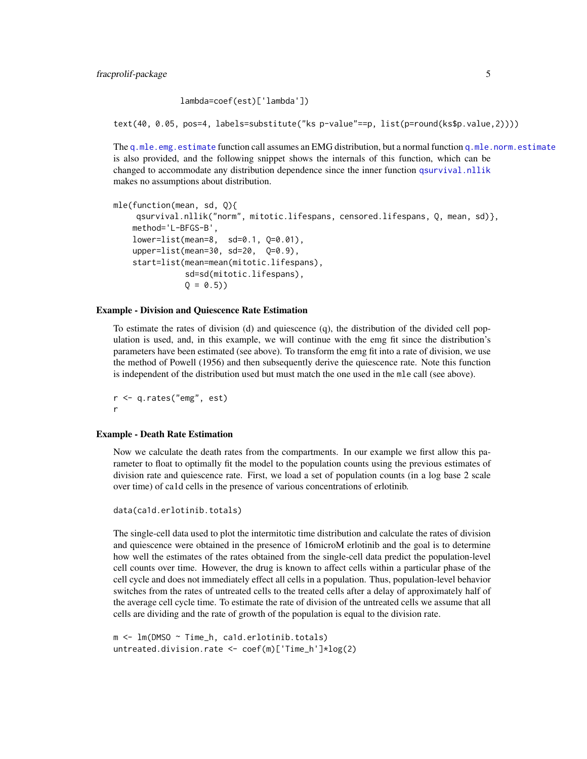```
              lambda=coef(est)['lambda'])

text(40, 0.05, pos=4, labels=substitute("ks p-value"==p, list(p=round(ks$p.value,2))))
```

The q.mle.emg.estimate function call assumes an EMG distribution, but a normal function q.mle.norm.estimate is also provided, and the following snippet shows the internals of this function, which can be changed to accommodate any distribution dependence since the inner function qsurvival.nllik makes no assumptions about distribution.

```
mle(function(mean, sd, Q){
     qsurvival.nllik("norm", mitotic.lifespans, censored.lifespans, Q, mean, sd)},
    method='L-BFGS-B',
    lower=list(mean=8,  sd=0.1, Q=0.01),
    upper=list(mean=30, sd=20,  Q=0.9),
    start=list(mean=mean(mitotic.lifespans),
               sd=sd(mitotic.lifespans),
               Q = 0.5))
```

### Example - Division and Quiescence Rate Estimation

To estimate the rates of division (d) and quiescence (q), the distribution of the divided cell population is used, and, in this example, we will continue with the emg fit since the distribution's parameters have been estimated (see above). To transform the emg fit into a rate of division, we use the method of Powell (1956) and then subsequently derive the quiescence rate. Note this function is independent of the distribution used but must match the one used in the `mle` call (see above).

```
r <- q.rates("emg", est)
r
```

### Example - Death Rate Estimation

Now we calculate the death rates from the compartments. In our example we first allow this parameter to float to optimally fit the model to the population counts using the previous estimates of division rate and quiescence rate. First, we load a set of population counts (in a log base 2 scale over time) of ca1d cells in the presence of various concentrations of erlotinib.

```
data(ca1d.erlotinib.totals)
```

The single-cell data used to plot the intermitotic time distribution and calculate the rates of division and quiescence were obtained in the presence of 16microM erlotinib and the goal is to determine how well the estimates of the rates obtained from the single-cell data predict the population-level cell counts over time. However, the drug is known to affect cells within a particular phase of the cell cycle and does not immediately effect all cells in a population. Thus, population-level behavior switches from the rates of untreated cells to the treated cells after a delay of approximately half of the average cell cycle time. To estimate the rate of division of the untreated cells we assume that all cells are dividing and the rate of growth of the population is equal to the division rate.

```
m <- lm(DMSO ~ Time_h, ca1d.erlotinib.totals)
untreated.division.rate <- coef(m)['Time_h']*log(2)
```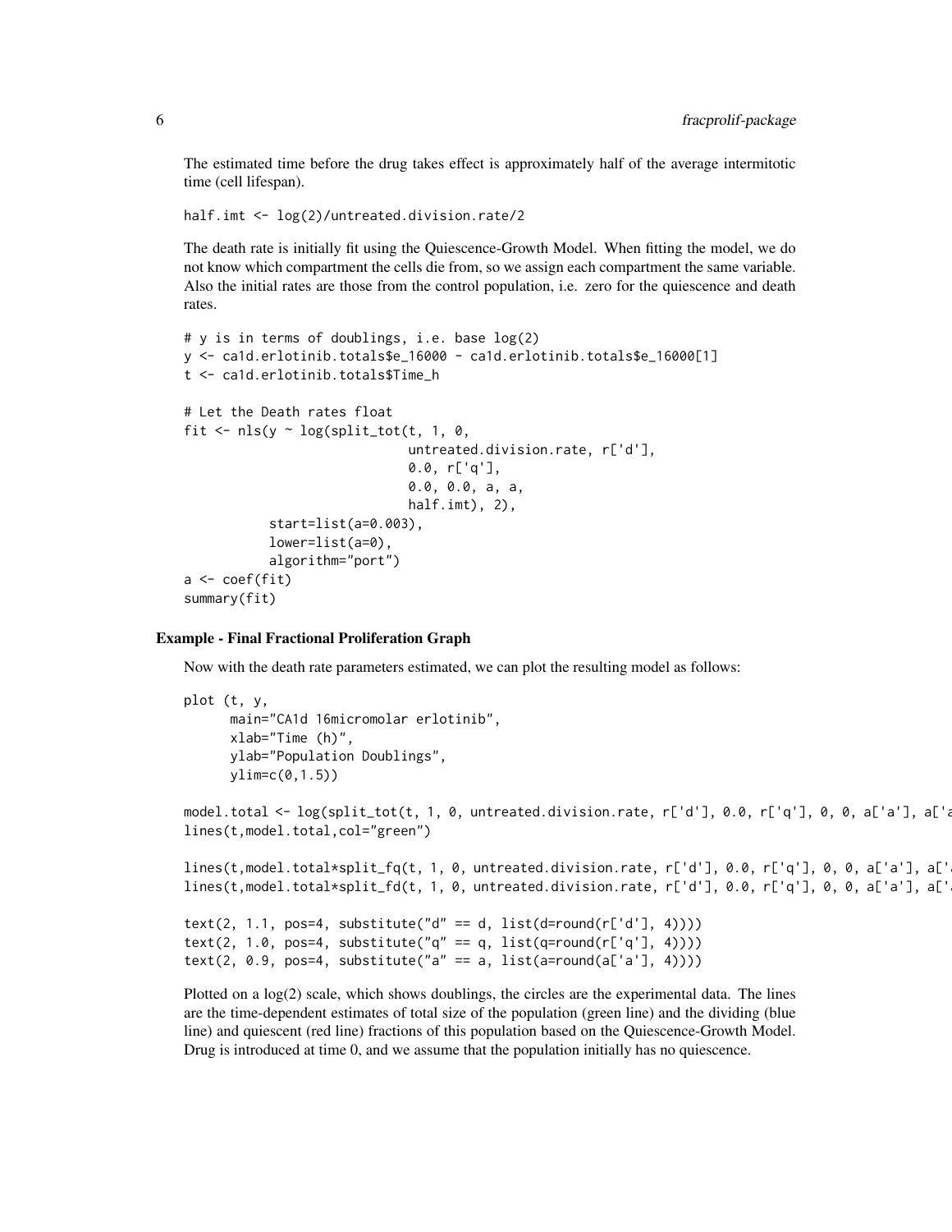The estimated time before the drug takes effect is approximately half of the average intermitotic time (cell lifespan).

```
half.imt <- log(2)/untreated.division.rate/2
```

The death rate is initially fit using the Quiescence-Growth Model. When fitting the model, we do not know which compartment the cells die from, so we assign each compartment the same variable. Also the initial rates are those from the control population, i.e. zero for the quiescence and death rates.

```
# y is in terms of doublings, i.e. base log(2)
y <- ca1d.erlotinib.totals$e_16000 - ca1d.erlotinib.totals$e_16000[1]
t <- ca1d.erlotinib.totals$Time_h

# Let the Death rates float
fit <- nls(y ~ log(split_tot(t, 1, 0,
                             untreated.division.rate, r['d'],
                             0.0, r['q'],
                             0.0, 0.0, a, a,
                             half.imt), 2),
           start=list(a=0.003),
           lower=list(a=0),
           algorithm="port")
a <- coef(fit)
summary(fit)
```

### Example - Final Fractional Proliferation Graph

Now with the death rate parameters estimated, we can plot the resulting model as follows:

```
plot (t, y,
      main="CA1d 16micromolar erlotinib",
      xlab="Time (h)",
      ylab="Population Doublings",
      ylim=c(0,1.5))

model.total <- log(split_tot(t, 1, 0, untreated.division.rate, r['d'], 0.0, r['q'], 0, 0, a['a'], a['a
lines(t,model.total,col="green")

lines(t,model.total*split_fq(t, 1, 0, untreated.division.rate, r['d'], 0.0, r['q'], 0, 0, a['a'], a['a
lines(t,model.total*split_fd(t, 1, 0, untreated.division.rate, r['d'], 0.0, r['q'], 0, 0, a['a'], a['a

text(2, 1.1, pos=4, substitute("d" == d, list(d=round(r['d'], 4))))
text(2, 1.0, pos=4, substitute("q" == q, list(q=round(r['q'], 4))))
text(2, 0.9, pos=4, substitute("a" == a, list(a=round(a['a'], 4))))
```

Plotted on a log(2) scale, which shows doublings, the circles are the experimental data. The lines are the time-dependent estimates of total size of the population (green line) and the dividing (blue line) and quiescent (red line) fractions of this population based on the Quiescence-Growth Model. Drug is introduced at time 0, and we assume that the population initially has no quiescence.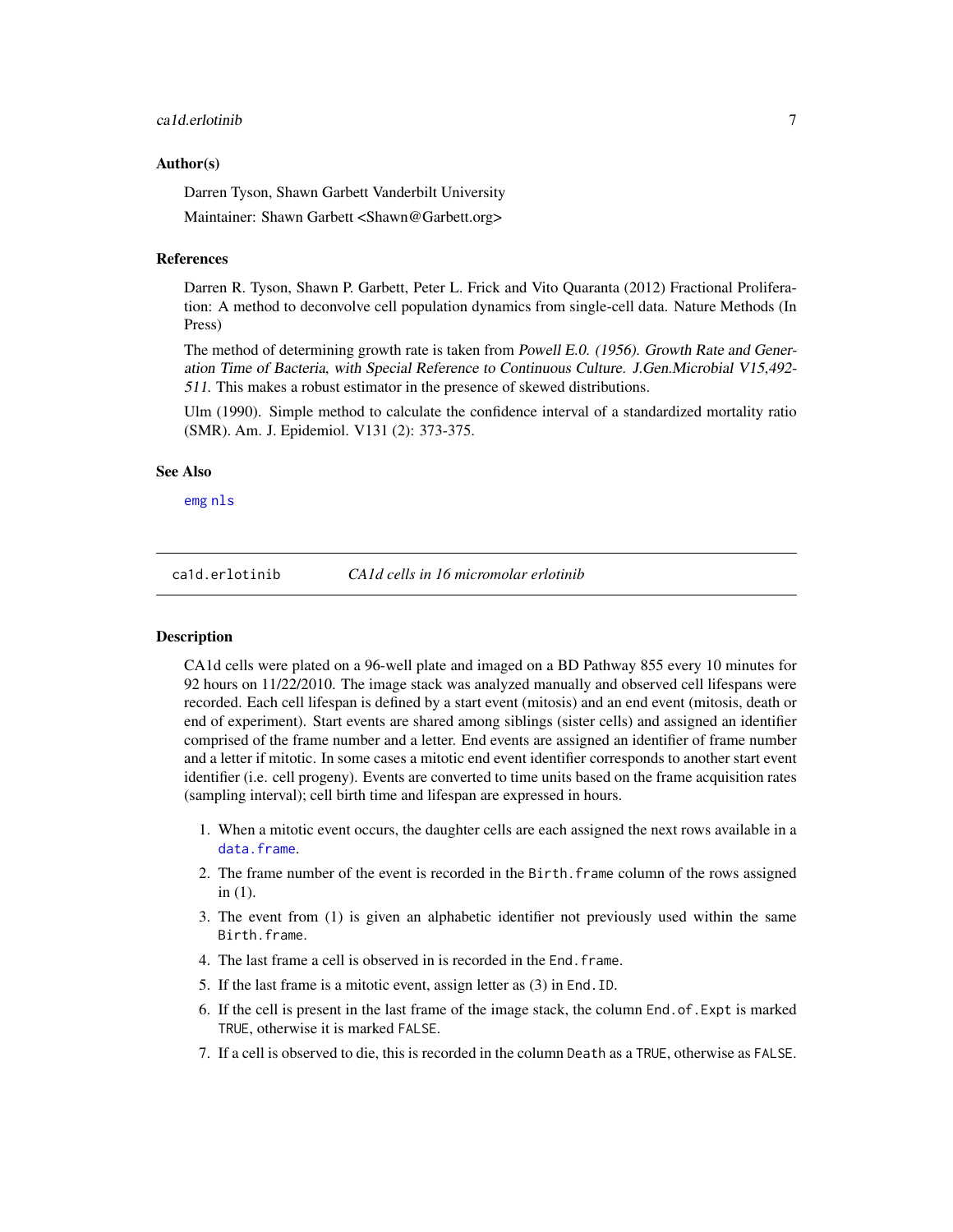### Author(s)

Darren Tyson, Shawn Garbett Vanderbilt University

Maintainer: Shawn Garbett <Shawn@Garbett.org>

### References

Darren R. Tyson, Shawn P. Garbett, Peter L. Frick and Vito Quaranta (2012) Fractional Proliferation: A method to deconvolve cell population dynamics from single-cell data. Nature Methods (In Press)

The method of determining growth rate is taken from *Powell E.0. (1956). Growth Rate and Generation Time of Bacteria, with Special Reference to Continuous Culture. J.Gen.Microbial V15,492-511.* This makes a robust estimator in the presence of skewed distributions.

Ulm (1990). Simple method to calculate the confidence interval of a standardized mortality ratio (SMR). Am. J. Epidemiol. V131 (2): 373-375.

### See Also

`emg` `nls`

---

## ca1d.erlotinib — *CA1d cells in 16 micromolar erlotinib*

### Description

CA1d cells were plated on a 96-well plate and imaged on a BD Pathway 855 every 10 minutes for 92 hours on 11/22/2010. The image stack was analyzed manually and observed cell lifespans were recorded. Each cell lifespan is defined by a start event (mitosis) and an end event (mitosis, death or end of experiment). Start events are shared among siblings (sister cells) and assigned an identifier comprised of the frame number and a letter. End events are assigned an identifier of frame number and a letter if mitotic. In some cases a mitotic end event identifier corresponds to another start event identifier (i.e. cell progeny). Events are converted to time units based on the frame acquisition rates (sampling interval); cell birth time and lifespan are expressed in hours.

1. When a mitotic event occurs, the daughter cells are each assigned the next rows available in a `data.frame`.
2. The frame number of the event is recorded in the `Birth.frame` column of the rows assigned in (1).
3. The event from (1) is given an alphabetic identifier not previously used within the same `Birth.frame`.
4. The last frame a cell is observed in is recorded in the `End.frame`.
5. If the last frame is a mitotic event, assign letter as (3) in `End.ID`.
6. If the cell is present in the last frame of the image stack, the column `End.of.Expt` is marked `TRUE`, otherwise it is marked `FALSE`.
7. If a cell is observed to die, this is recorded in the column `Death` as a `TRUE`, otherwise as `FALSE`.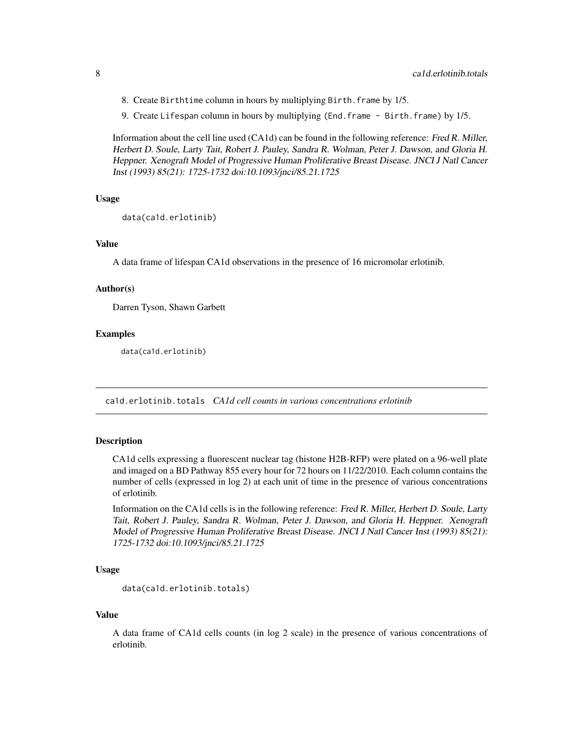8. Create Birthtime column in hours by multiplying Birth.frame by 1/5.
9. Create Lifespan column in hours by multiplying (End.frame - Birth.frame) by 1/5.

Information about the cell line used (CA1d) can be found in the following reference: *Fred R. Miller, Herbert D. Soule, Larty Tait, Robert J. Pauley, Sandra R. Wolman, Peter J. Dawson, and Gloria H. Heppner. Xenograft Model of Progressive Human Proliferative Breast Disease. JNCI J Natl Cancer Inst (1993) 85(21): 1725-1732 doi:10.1093/jnci/85.21.1725*

### Usage

```
data(ca1d.erlotinib)
```

### Value

A data frame of lifespan CA1d observations in the presence of 16 micromolar erlotinib.

### Author(s)

Darren Tyson, Shawn Garbett

### Examples

```
data(ca1d.erlotinib)
```

---

## ca1d.erlotinib.totals *CA1d cell counts in various concentrations erlotinib*

---

### Description

CA1d cells expressing a fluorescent nuclear tag (histone H2B-RFP) were plated on a 96-well plate and imaged on a BD Pathway 855 every hour for 72 hours on 11/22/2010. Each column contains the number of cells (expressed in log 2) at each unit of time in the presence of various concentrations of erlotinib.

Information on the CA1d cells is in the following reference: *Fred R. Miller, Herbert D. Soule, Larty Tait, Robert J. Pauley, Sandra R. Wolman, Peter J. Dawson, and Gloria H. Heppner. Xenograft Model of Progressive Human Proliferative Breast Disease. JNCI J Natl Cancer Inst (1993) 85(21): 1725-1732 doi:10.1093/jnci/85.21.1725*

### Usage

```
data(ca1d.erlotinib.totals)
```

### Value

A data frame of CA1d cells counts (in log 2 scale) in the presence of various concentrations of erlotinib.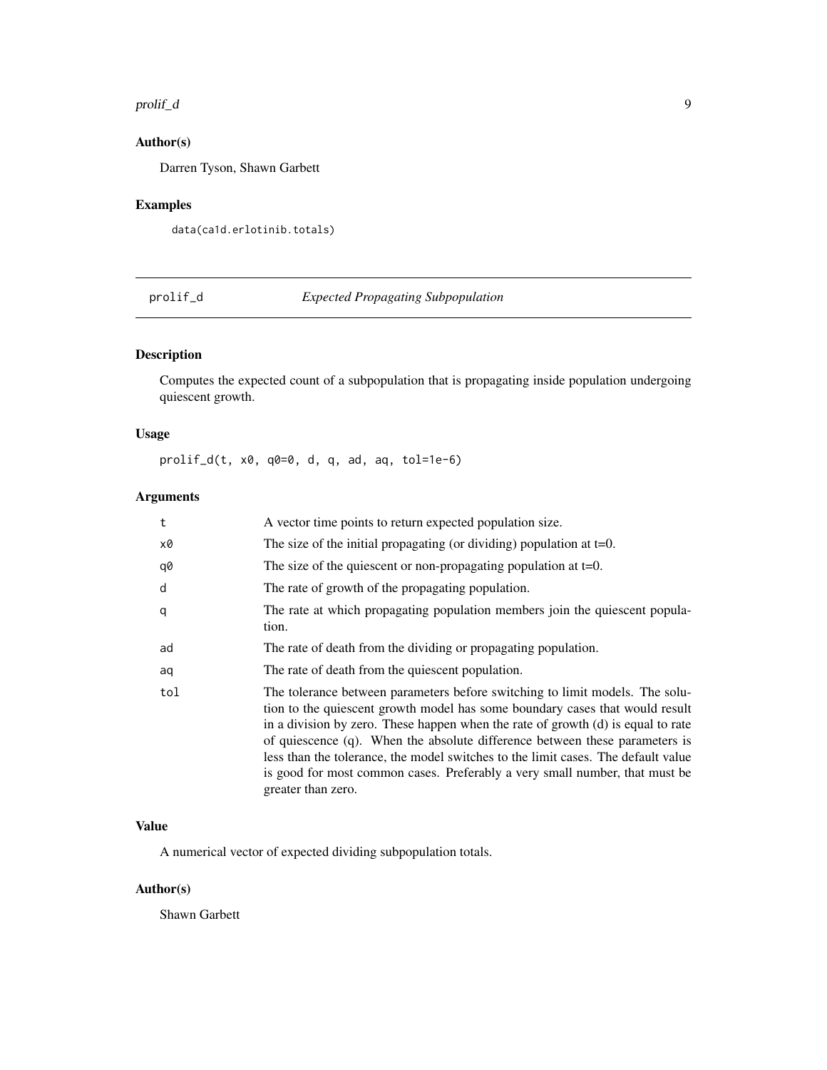## Author(s)

Darren Tyson, Shawn Garbett

## Examples

```
data(ca1d.erlotinib.totals)
```

---

# prolif_d *Expected Propagating Subpopulation*

---

## Description

Computes the expected count of a subpopulation that is propagating inside population undergoing quiescent growth.

## Usage

```
prolif_d(t, x0, q0=0, d, q, ad, aq, tol=1e-6)
```

## Arguments

| | |
|---|---|
| t | A vector time points to return expected population size. |
| x0 | The size of the initial propagating (or dividing) population at t=0. |
| q0 | The size of the quiescent or non-propagating population at t=0. |
| d | The rate of growth of the propagating population. |
| q | The rate at which propagating population members join the quiescent population. |
| ad | The rate of death from the dividing or propagating population. |
| aq | The rate of death from the quiescent population. |
| tol | The tolerance between parameters before switching to limit models. The solution to the quiescent growth model has some boundary cases that would result in a division by zero. These happen when the rate of growth (d) is equal to rate of quiescence (q). When the absolute difference between these parameters is less than the tolerance, the model switches to the limit cases. The default value is good for most common cases. Preferably a very small number, that must be greater than zero. |

## Value

A numerical vector of expected dividing subpopulation totals.

## Author(s)

Shawn Garbett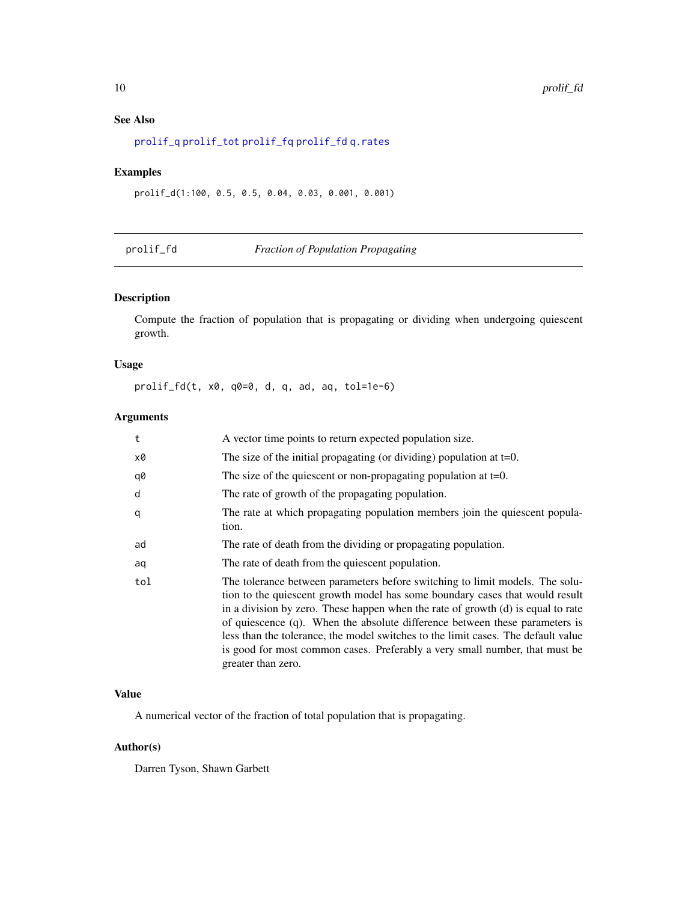### See Also

prolif_q prolif_tot prolif_fq prolif_fd q.rates

### Examples

```
prolif_d(1:100, 0.5, 0.5, 0.04, 0.03, 0.001, 0.001)
```

---

## prolif_fd — *Fraction of Population Propagating*

### Description

Compute the fraction of population that is propagating or dividing when undergoing quiescent growth.

### Usage

```
prolif_fd(t, x0, q0=0, d, q, ad, aq, tol=1e-6)
```

### Arguments

| | |
|---|---|
| t | A vector time points to return expected population size. |
| x0 | The size of the initial propagating (or dividing) population at t=0. |
| q0 | The size of the quiescent or non-propagating population at t=0. |
| d | The rate of growth of the propagating population. |
| q | The rate at which propagating population members join the quiescent population. |
| ad | The rate of death from the dividing or propagating population. |
| aq | The rate of death from the quiescent population. |
| tol | The tolerance between parameters before switching to limit models. The solution to the quiescent growth model has some boundary cases that would result in a division by zero. These happen when the rate of growth (d) is equal to rate of quiescence (q). When the absolute difference between these parameters is less than the tolerance, the model switches to the limit cases. The default value is good for most common cases. Preferably a very small number, that must be greater than zero. |

### Value

A numerical vector of the fraction of total population that is propagating.

### Author(s)

Darren Tyson, Shawn Garbett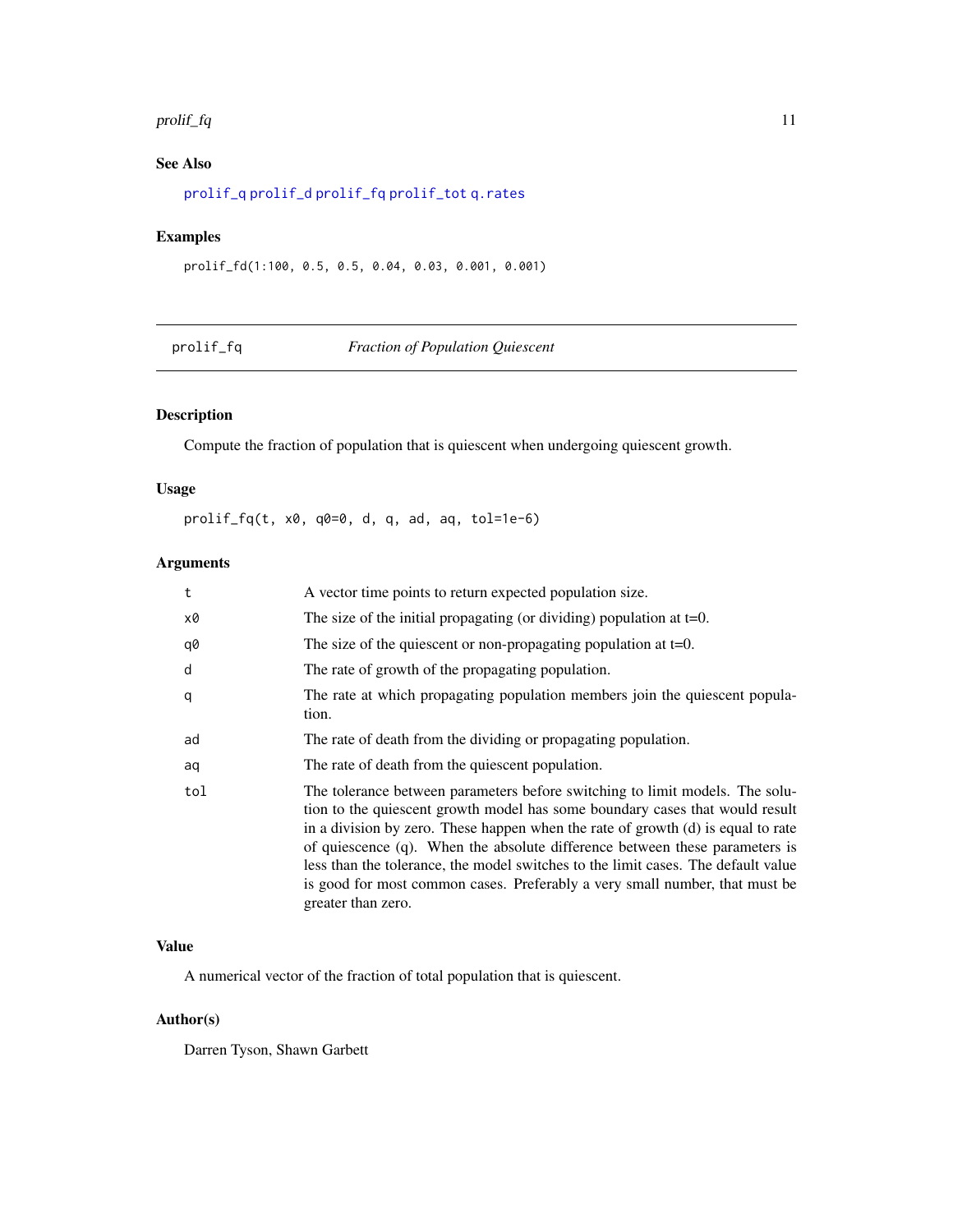### See Also

prolif_q prolif_d prolif_fq prolif_tot q.rates

### Examples

```
prolif_fd(1:100, 0.5, 0.5, 0.04, 0.03, 0.001, 0.001)
```

---

## prolif_fq — *Fraction of Population Quiescent*

---

### Description

Compute the fraction of population that is quiescent when undergoing quiescent growth.

### Usage

```
prolif_fq(t, x0, q0=0, d, q, ad, aq, tol=1e-6)
```

### Arguments

| | |
|---|---|
| t | A vector time points to return expected population size. |
| x0 | The size of the initial propagating (or dividing) population at t=0. |
| q0 | The size of the quiescent or non-propagating population at t=0. |
| d | The rate of growth of the propagating population. |
| q | The rate at which propagating population members join the quiescent population. |
| ad | The rate of death from the dividing or propagating population. |
| aq | The rate of death from the quiescent population. |
| tol | The tolerance between parameters before switching to limit models. The solution to the quiescent growth model has some boundary cases that would result in a division by zero. These happen when the rate of growth (d) is equal to rate of quiescence (q). When the absolute difference between these parameters is less than the tolerance, the model switches to the limit cases. The default value is good for most common cases. Preferably a very small number, that must be greater than zero. |

### Value

A numerical vector of the fraction of total population that is quiescent.

### Author(s)

Darren Tyson, Shawn Garbett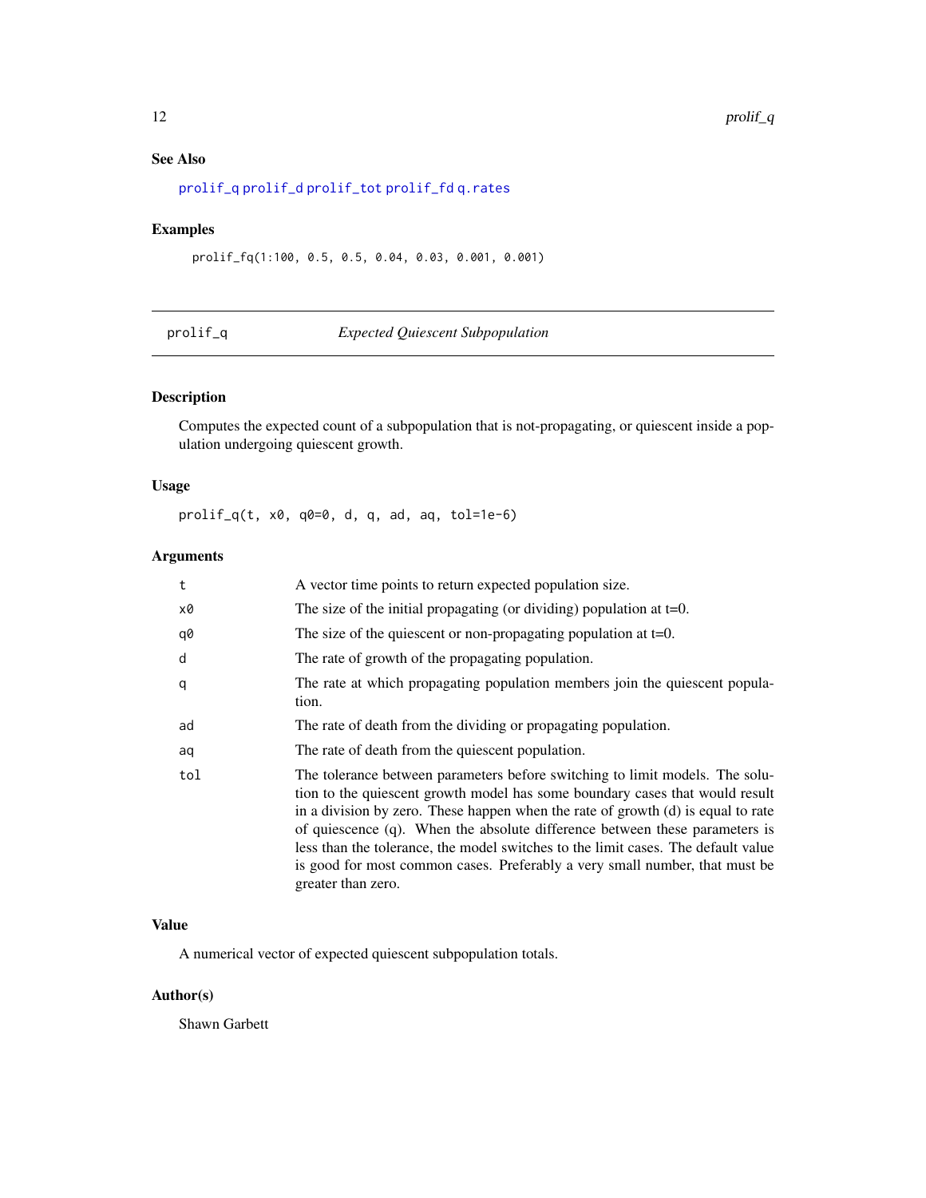### See Also

prolif_q prolif_d prolif_tot prolif_fd q.rates

### Examples

```
prolif_fq(1:100, 0.5, 0.5, 0.04, 0.03, 0.001, 0.001)
```

---

## prolif_q — *Expected Quiescent Subpopulation*

### Description

Computes the expected count of a subpopulation that is not-propagating, or quiescent inside a population undergoing quiescent growth.

### Usage

```
prolif_q(t, x0, q0=0, d, q, ad, aq, tol=1e-6)
```

### Arguments

| Argument | Description |
|---|---|
| t | A vector time points to return expected population size. |
| x0 | The size of the initial propagating (or dividing) population at t=0. |
| q0 | The size of the quiescent or non-propagating population at t=0. |
| d | The rate of growth of the propagating population. |
| q | The rate at which propagating population members join the quiescent population. |
| ad | The rate of death from the dividing or propagating population. |
| aq | The rate of death from the quiescent population. |
| tol | The tolerance between parameters before switching to limit models. The solution to the quiescent growth model has some boundary cases that would result in a division by zero. These happen when the rate of growth (d) is equal to rate of quiescence (q). When the absolute difference between these parameters is less than the tolerance, the model switches to the limit cases. The default value is good for most common cases. Preferably a very small number, that must be greater than zero. |

### Value

A numerical vector of expected quiescent subpopulation totals.

### Author(s)

Shawn Garbett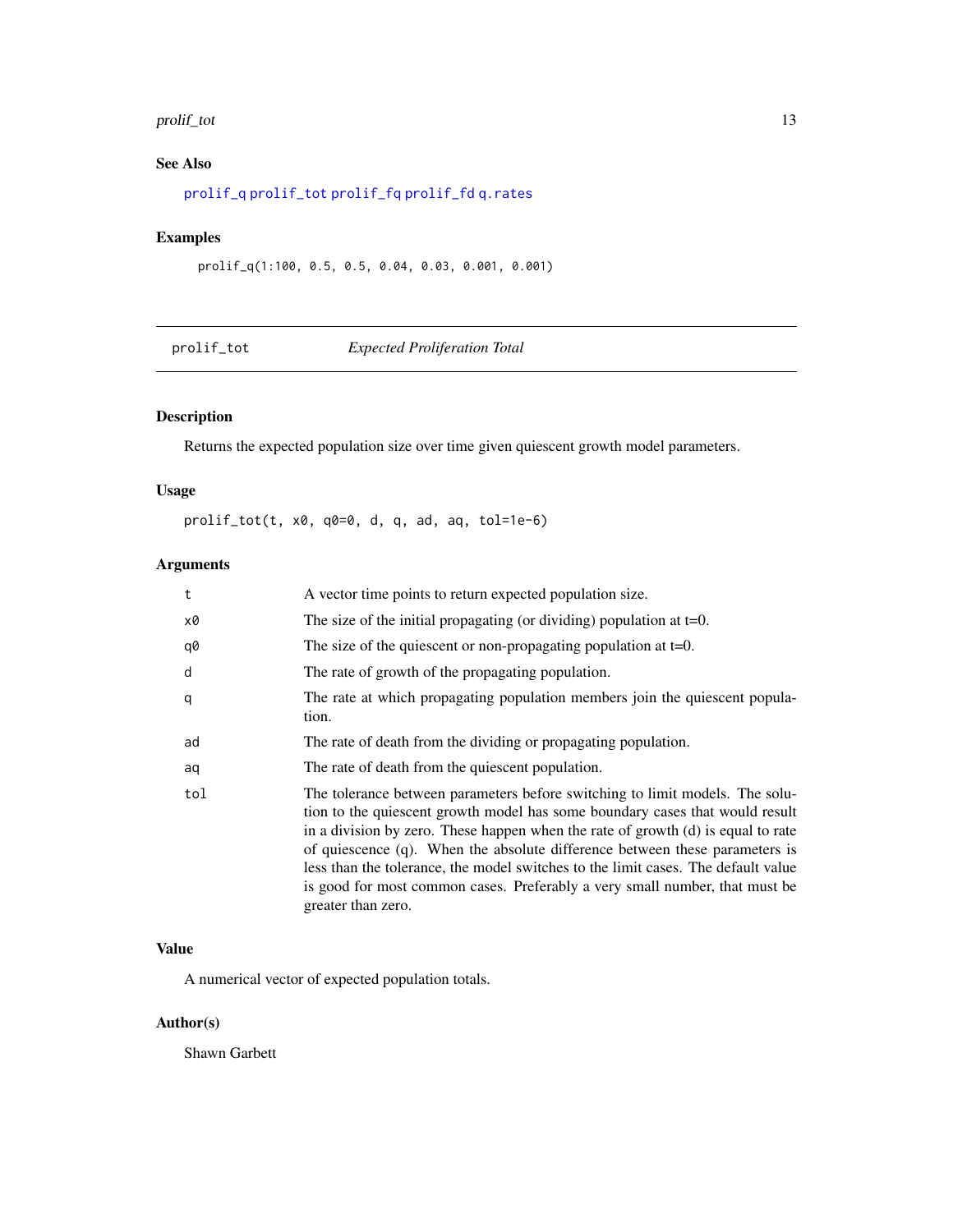### See Also

prolif_q prolif_tot prolif_fq prolif_fd q.rates

### Examples

```
prolif_q(1:100, 0.5, 0.5, 0.04, 0.03, 0.001, 0.001)
```

---

## prolif_tot *Expected Proliferation Total*

### Description

Returns the expected population size over time given quiescent growth model parameters.

### Usage

```
prolif_tot(t, x0, q0=0, d, q, ad, aq, tol=1e-6)
```

### Arguments

| | |
|---|---|
| t | A vector time points to return expected population size. |
| x0 | The size of the initial propagating (or dividing) population at t=0. |
| q0 | The size of the quiescent or non-propagating population at t=0. |
| d | The rate of growth of the propagating population. |
| q | The rate at which propagating population members join the quiescent population. |
| ad | The rate of death from the dividing or propagating population. |
| aq | The rate of death from the quiescent population. |
| tol | The tolerance between parameters before switching to limit models. The solution to the quiescent growth model has some boundary cases that would result in a division by zero. These happen when the rate of growth (d) is equal to rate of quiescence (q). When the absolute difference between these parameters is less than the tolerance, the model switches to the limit cases. The default value is good for most common cases. Preferably a very small number, that must be greater than zero. |

### Value

A numerical vector of expected population totals.

### Author(s)

Shawn Garbett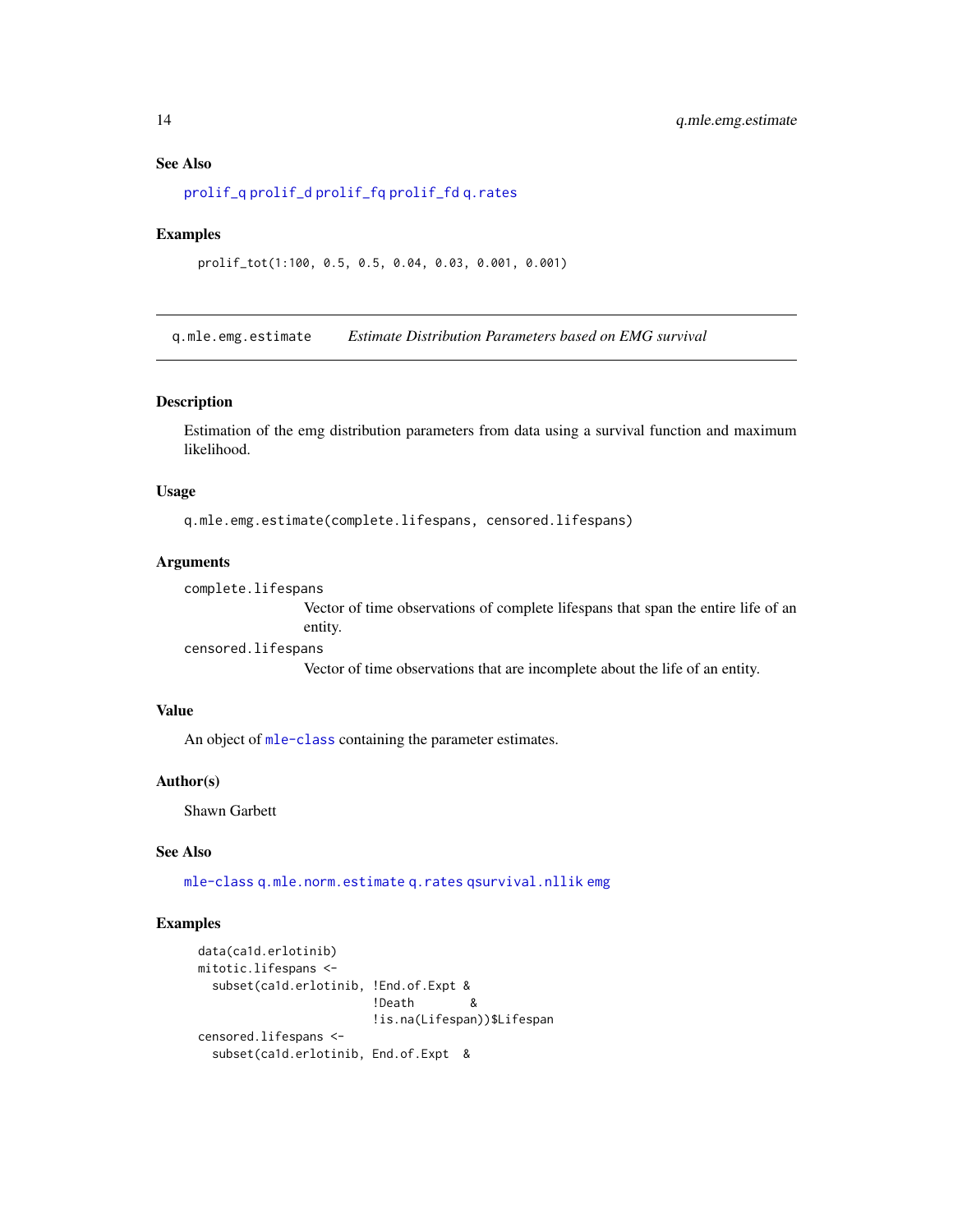### See Also

prolif_q prolif_d prolif_fq prolif_fd q.rates

### Examples

```
prolif_tot(1:100, 0.5, 0.5, 0.04, 0.03, 0.001, 0.001)
```

---

## q.mle.emg.estimate — *Estimate Distribution Parameters based on EMG survival*

### Description

Estimation of the emg distribution parameters from data using a survival function and maximum likelihood.

### Usage

```
q.mle.emg.estimate(complete.lifespans, censored.lifespans)
```

### Arguments

`complete.lifespans`
: Vector of time observations of complete lifespans that span the entire life of an entity.

`censored.lifespans`
: Vector of time observations that are incomplete about the life of an entity.

### Value

An object of mle-class containing the parameter estimates.

### Author(s)

Shawn Garbett

### See Also

mle-class q.mle.norm.estimate q.rates qsurvival.nllik emg

### Examples

```
data(ca1d.erlotinib)
mitotic.lifespans <-
  subset(ca1d.erlotinib, !End.of.Expt &
                         !Death       &
                         !is.na(Lifespan))$Lifespan
censored.lifespans <-
  subset(ca1d.erlotinib, End.of.Expt  &
```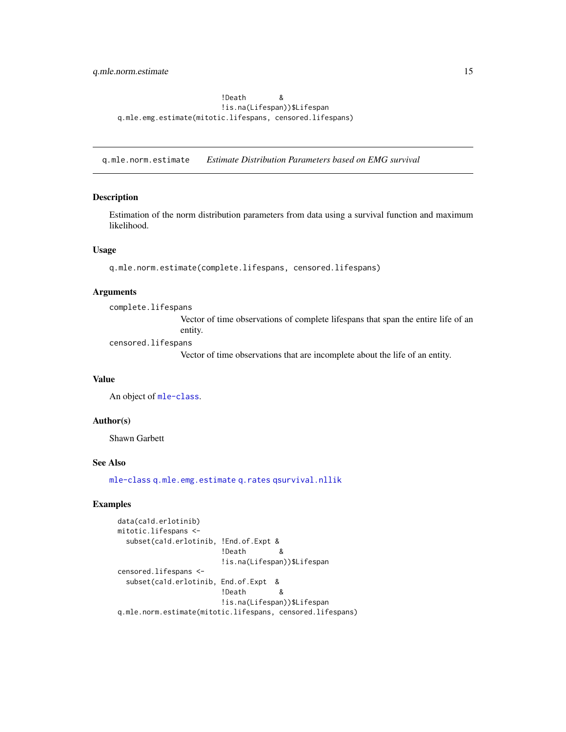```
                        !Death       &
                        !is.na(Lifespan))$Lifespan
q.mle.emg.estimate(mitotic.lifespans, censored.lifespans)
```

## q.mle.norm.estimate — *Estimate Distribution Parameters based on EMG survival*

### Description

Estimation of the norm distribution parameters from data using a survival function and maximum likelihood.

### Usage

```
q.mle.norm.estimate(complete.lifespans, censored.lifespans)
```

### Arguments

`complete.lifespans`
: Vector of time observations of complete lifespans that span the entire life of an entity.

`censored.lifespans`
: Vector of time observations that are incomplete about the life of an entity.

### Value

An object of `mle-class`.

### Author(s)

Shawn Garbett

### See Also

`mle-class` `q.mle.emg.estimate` `q.rates` `qsurvival.nllik`

### Examples

```
data(ca1d.erlotinib)
mitotic.lifespans <-
  subset(ca1d.erlotinib, !End.of.Expt &
                         !Death       &
                         !is.na(Lifespan))$Lifespan
censored.lifespans <-
  subset(ca1d.erlotinib, End.of.Expt  &
                         !Death       &
                         !is.na(Lifespan))$Lifespan
q.mle.norm.estimate(mitotic.lifespans, censored.lifespans)
```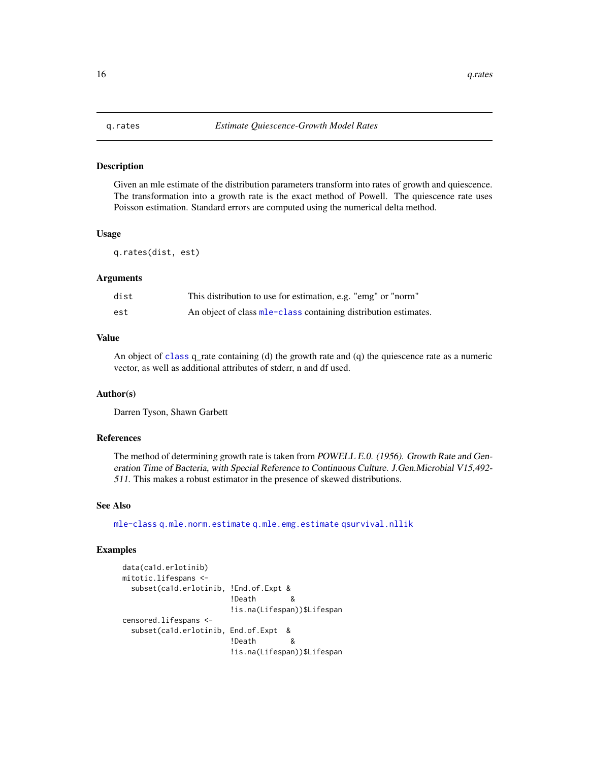# q.rates *Estimate Quiescence-Growth Model Rates*

## Description

Given an mle estimate of the distribution parameters transform into rates of growth and quiescence. The transformation into a growth rate is the exact method of Powell. The quiescence rate uses Poisson estimation. Standard errors are computed using the numerical delta method.

## Usage

```
q.rates(dist, est)
```

## Arguments

| | |
|---|---|
| dist | This distribution to use for estimation, e.g. "emg" or "norm" |
| est | An object of class mle-class containing distribution estimates. |

## Value

An object of class q_rate containing (d) the growth rate and (q) the quiescence rate as a numeric vector, as well as additional attributes of stderr, n and df used.

## Author(s)

Darren Tyson, Shawn Garbett

## References

The method of determining growth rate is taken from *POWELL E.O. (1956). Growth Rate and Generation Time of Bacteria, with Special Reference to Continuous Culture. J.Gen.Microbial V15,492-511.* This makes a robust estimator in the presence of skewed distributions.

## See Also

mle-class q.mle.norm.estimate q.mle.emg.estimate qsurvival.nllik

## Examples

```
data(ca1d.erlotinib)
mitotic.lifespans <-
  subset(ca1d.erlotinib, !End.of.Expt &
                         !Death       &
                         !is.na(Lifespan))$Lifespan
censored.lifespans <-
  subset(ca1d.erlotinib, End.of.Expt  &
                         !Death       &
                         !is.na(Lifespan))$Lifespan
```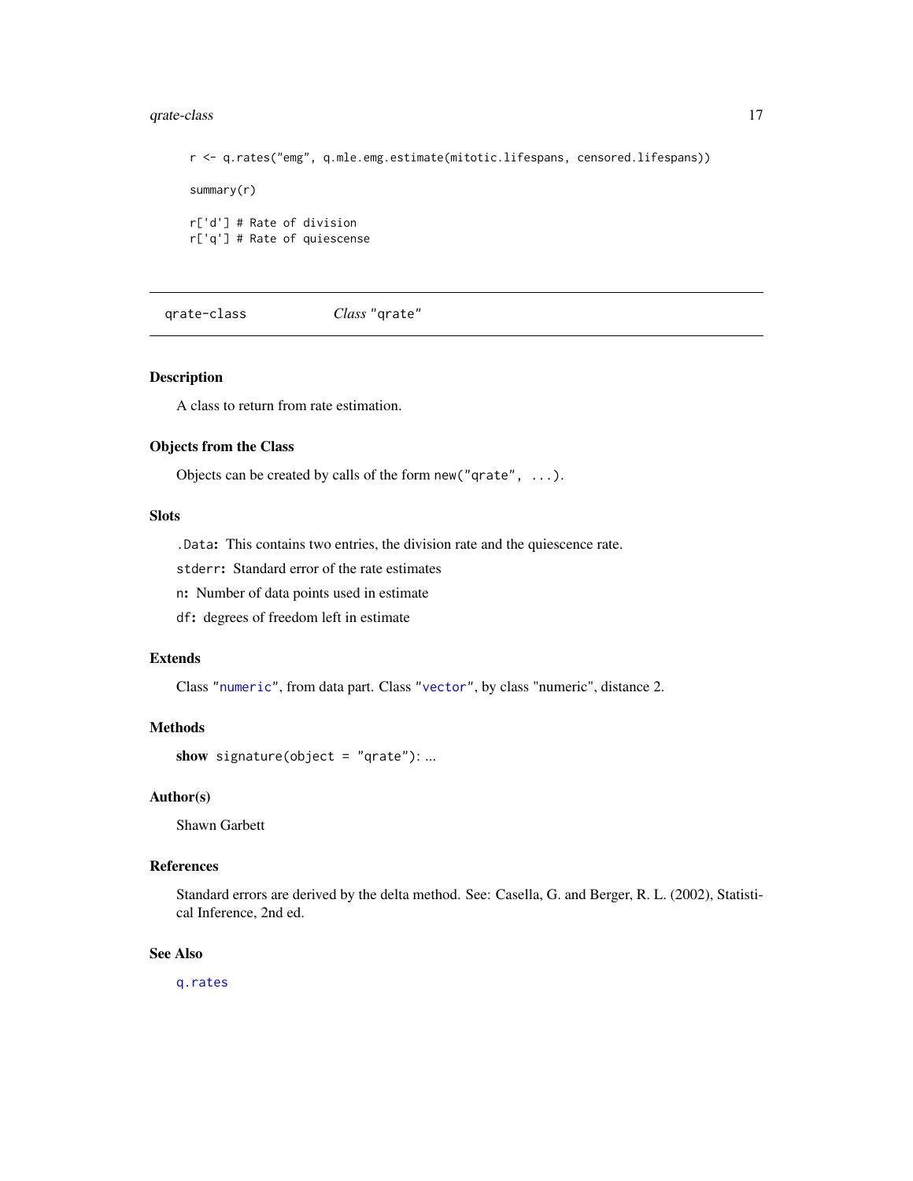```
r <- q.rates("emg", q.mle.emg.estimate(mitotic.lifespans, censored.lifespans))

summary(r)

r['d'] # Rate of division
r['q'] # Rate of quiescense
```

---

## qrate-class *Class* "qrate"

### Description

A class to return from rate estimation.

### Objects from the Class

Objects can be created by calls of the form `new("qrate", ...)`.

### Slots

`.Data`**:** This contains two entries, the division rate and the quiescence rate.

`stderr`**:** Standard error of the rate estimates

`n`**:** Number of data points used in estimate

`df`**:** degrees of freedom left in estimate

### Extends

Class "`numeric`", from data part. Class "`vector`", by class "numeric", distance 2.

### Methods

**show** `signature(object = "qrate")`: ...

### Author(s)

Shawn Garbett

### References

Standard errors are derived by the delta method. See: Casella, G. and Berger, R. L. (2002), Statistical Inference, 2nd ed.

### See Also

`q.rates`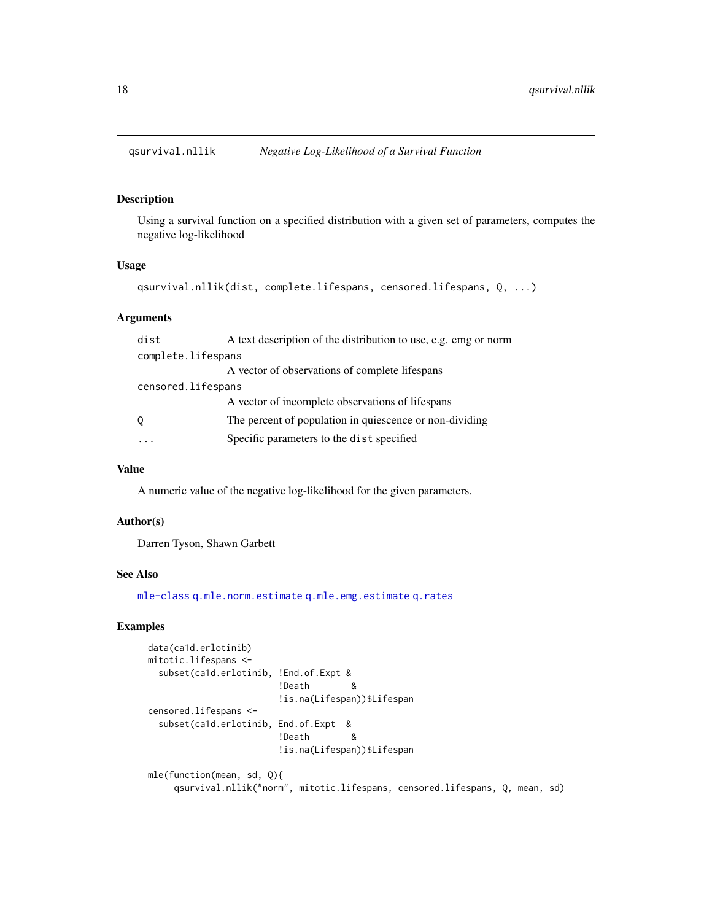## qsurvival.nllik *Negative Log-Likelihood of a Survival Function*

### Description

Using a survival function on a specified distribution with a given set of parameters, computes the negative log-likelihood

### Usage

```
qsurvival.nllik(dist, complete.lifespans, censored.lifespans, Q, ...)
```

### Arguments

| | |
|---|---|
| `dist` | A text description of the distribution to use, e.g. emg or norm |
| `complete.lifespans` | A vector of observations of complete lifespans |
| `censored.lifespans` | A vector of incomplete observations of lifespans |
| `Q` | The percent of population in quiescence or non-dividing |
| `...` | Specific parameters to the `dist` specified |

### Value

A numeric value of the negative log-likelihood for the given parameters.

### Author(s)

Darren Tyson, Shawn Garbett

### See Also

`mle-class` `q.mle.norm.estimate` `q.mle.emg.estimate` `q.rates`

### Examples

```
data(ca1d.erlotinib)
mitotic.lifespans <-
  subset(ca1d.erlotinib, !End.of.Expt &
                         !Death       &
                         !is.na(Lifespan))$Lifespan
censored.lifespans <-
  subset(ca1d.erlotinib, End.of.Expt  &
                         !Death       &
                         !is.na(Lifespan))$Lifespan

mle(function(mean, sd, Q){
     qsurvival.nllik("norm", mitotic.lifespans, censored.lifespans, Q, mean, sd)
```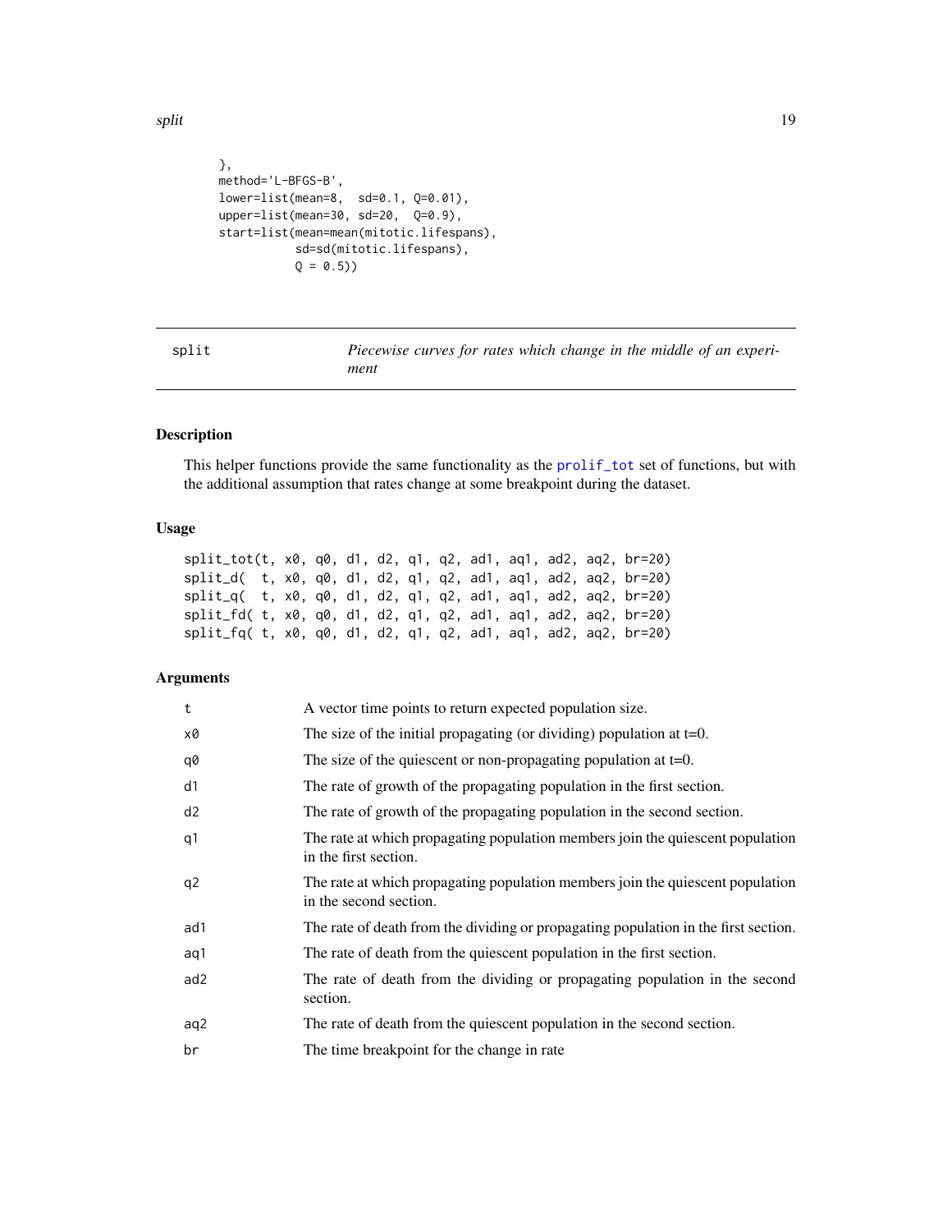```
        },
        method='L-BFGS-B',
        lower=list(mean=8,  sd=0.1, Q=0.01),
        upper=list(mean=30, sd=20,  Q=0.9),
        start=list(mean=mean(mitotic.lifespans),
                   sd=sd(mitotic.lifespans),
                   Q = 0.5))
```

## split — *Piecewise curves for rates which change in the middle of an experiment*

### Description

This helper functions provide the same functionality as the prolif_tot set of functions, but with the additional assumption that rates change at some breakpoint during the dataset.

### Usage

```
split_tot(t, x0, q0, d1, d2, q1, q2, ad1, aq1, ad2, aq2, br=20)
split_d(  t, x0, q0, d1, d2, q1, q2, ad1, aq1, ad2, aq2, br=20)
split_q(  t, x0, q0, d1, d2, q1, q2, ad1, aq1, ad2, aq2, br=20)
split_fd( t, x0, q0, d1, d2, q1, q2, ad1, aq1, ad2, aq2, br=20)
split_fq( t, x0, q0, d1, d2, q1, q2, ad1, aq1, ad2, aq2, br=20)
```

### Arguments

| | |
|---|---|
| t | A vector time points to return expected population size. |
| x0 | The size of the initial propagating (or dividing) population at t=0. |
| q0 | The size of the quiescent or non-propagating population at t=0. |
| d1 | The rate of growth of the propagating population in the first section. |
| d2 | The rate of growth of the propagating population in the second section. |
| q1 | The rate at which propagating population members join the quiescent population in the first section. |
| q2 | The rate at which propagating population members join the quiescent population in the second section. |
| ad1 | The rate of death from the dividing or propagating population in the first section. |
| aq1 | The rate of death from the quiescent population in the first section. |
| ad2 | The rate of death from the dividing or propagating population in the second section. |
| aq2 | The rate of death from the quiescent population in the second section. |
| br | The time breakpoint for the change in rate |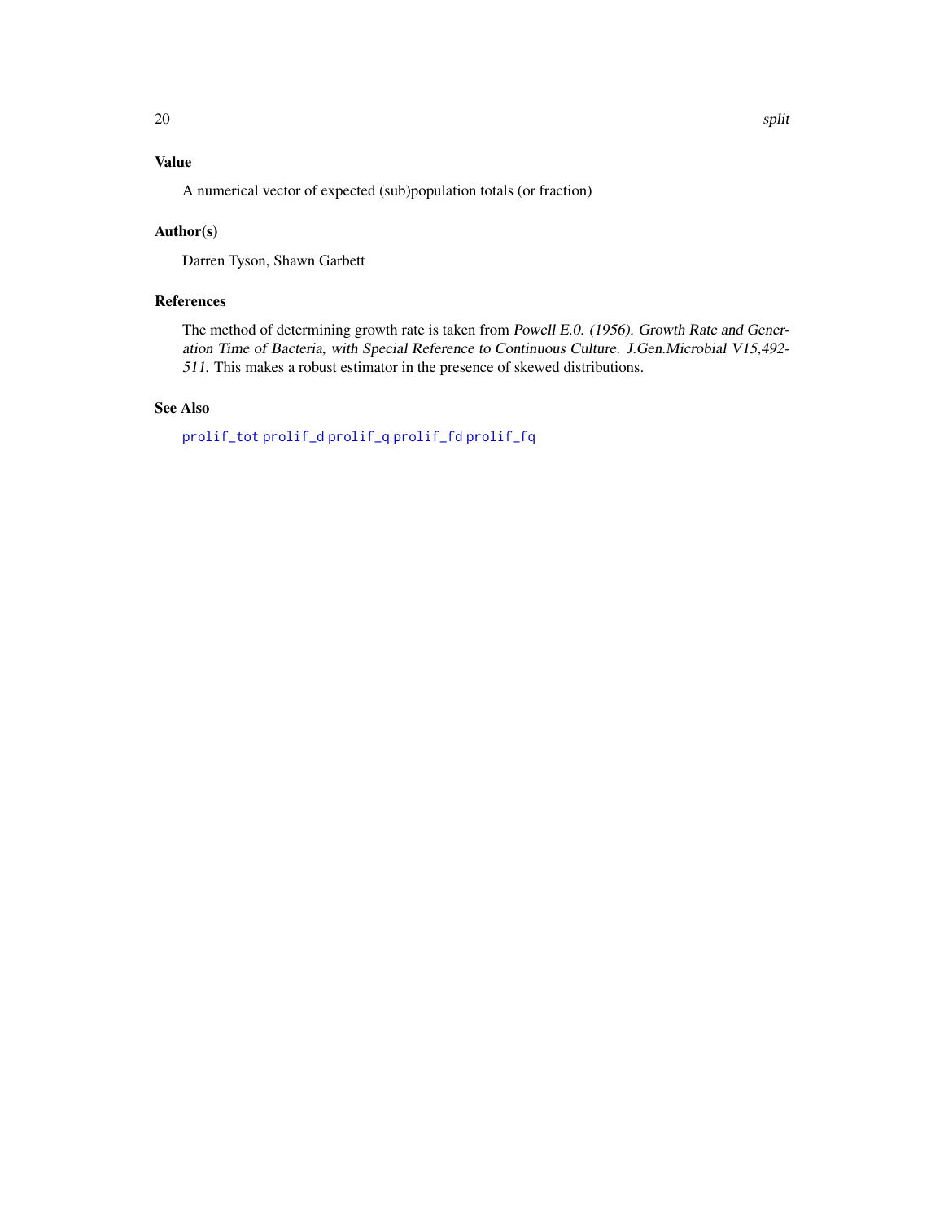## Value

A numerical vector of expected (sub)population totals (or fraction)

## Author(s)

Darren Tyson, Shawn Garbett

## References

The method of determining growth rate is taken from *Powell E.0. (1956). Growth Rate and Generation Time of Bacteria, with Special Reference to Continuous Culture. J.Gen.Microbial V15,492-511.* This makes a robust estimator in the presence of skewed distributions.

## See Also

`prolif_tot` `prolif_d` `prolif_q` `prolif_fd` `prolif_fq`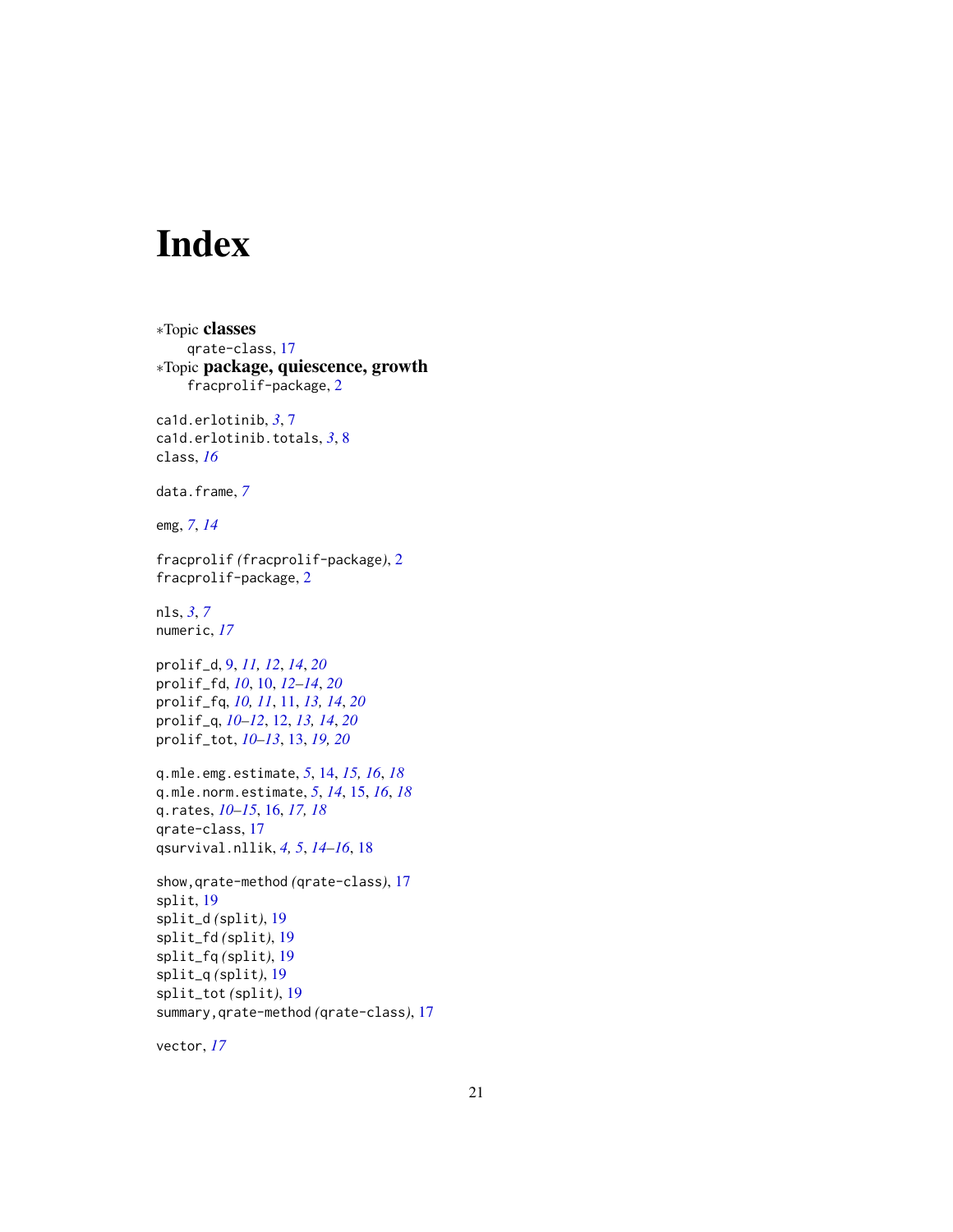# Index

∗Topic **classes**
  qrate-class, 17
∗Topic **package, quiescence, growth**
  fracprolif-package, 2

ca1d.erlotinib, *3*, 7
ca1d.erlotinib.totals, *3*, 8
class, *16*

data.frame, *7*

emg, *7*, *14*

fracprolif *(*fracprolif-package*)*, 2
fracprolif-package, 2

nls, *3*, *7*
numeric, *17*

prolif_d, 9, *11, 12*, *14*, *20*
prolif_fd, *10*, 10, *12–14*, *20*
prolif_fq, *10, 11*, 11, *13, 14*, *20*
prolif_q, *10–12*, 12, *13, 14*, *20*
prolif_tot, *10–13*, 13, *19, 20*

q.mle.emg.estimate, *5*, 14, *15, 16*, *18*
q.mle.norm.estimate, *5*, *14*, 15, *16*, *18*
q.rates, *10–15*, 16, *17, 18*
qrate-class, 17
qsurvival.nllik, *4, 5*, *14–16*, 18

show,qrate-method *(*qrate-class*)*, 17
split, 19
split_d *(*split*)*, 19
split_fd *(*split*)*, 19
split_fq *(*split*)*, 19
split_q *(*split*)*, 19
split_tot *(*split*)*, 19
summary,qrate-method *(*qrate-class*)*, 17

vector, *17*